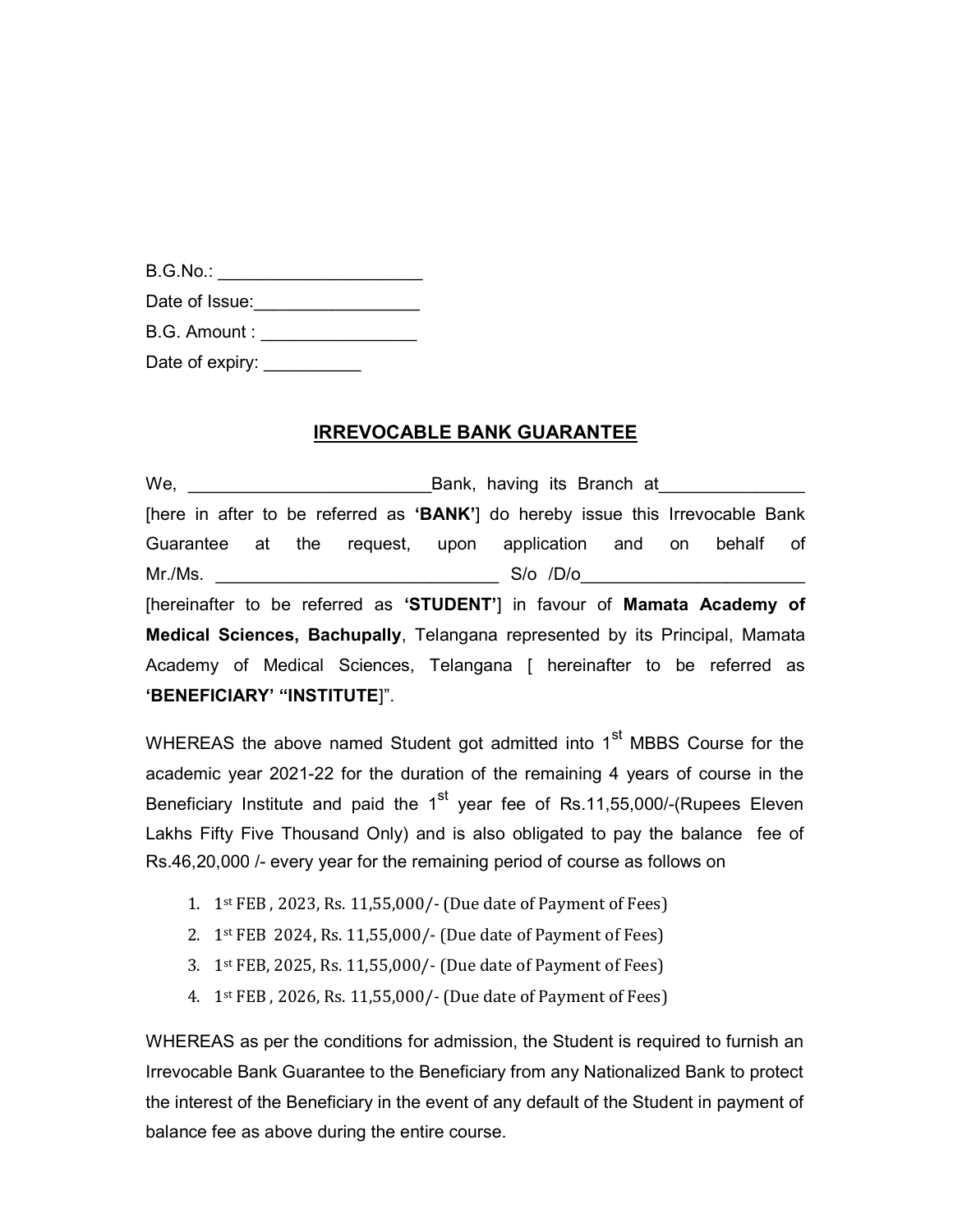B.G.No.: ____________________

Date of Issue:________________

B.G. Amount : _______________

Date of expiry: __________

## IRREVOCABLE BANK GUARANTEE

We, ________________________Bank, having its Branch at______________ [here in after to be referred as **'BANK'**] do hereby issue this Irrevocable Bank Guarantee at the request, upon application and on behalf of Mr./Ms. _____________________________ S/o /D/o______________________ [hereinafter to be referred as **'STUDENT'**] in favour of **Mamata Academy of Medical Sciences, Bachupally**, Telangana represented by its Principal, Mamata Academy of Medical Sciences, Telangana [ hereinafter to be referred as **'BENEFICIARY' "INSTITUTE**]".

WHEREAS the above named Student got admitted into 1st MBBS Course for the academic year 2021-22 for the duration of the remaining 4 years of course in the Beneficiary Institute and paid the 1st year fee of Rs.11,55,000/-(Rupees Eleven Lakhs Fifty Five Thousand Only) and is also obligated to pay the balance fee of Rs.46,20,000 /- every year for the remaining period of course as follows on

1. 1st FEB , 2023, Rs. 11,55,000/- (Due date of Payment of Fees)
2. 1st FEB 2024, Rs. 11,55,000/- (Due date of Payment of Fees)
3. 1st FEB, 2025, Rs. 11,55,000/- (Due date of Payment of Fees)
4. 1st FEB , 2026, Rs. 11,55,000/- (Due date of Payment of Fees)

WHEREAS as per the conditions for admission, the Student is required to furnish an Irrevocable Bank Guarantee to the Beneficiary from any Nationalized Bank to protect the interest of the Beneficiary in the event of any default of the Student in payment of balance fee as above during the entire course.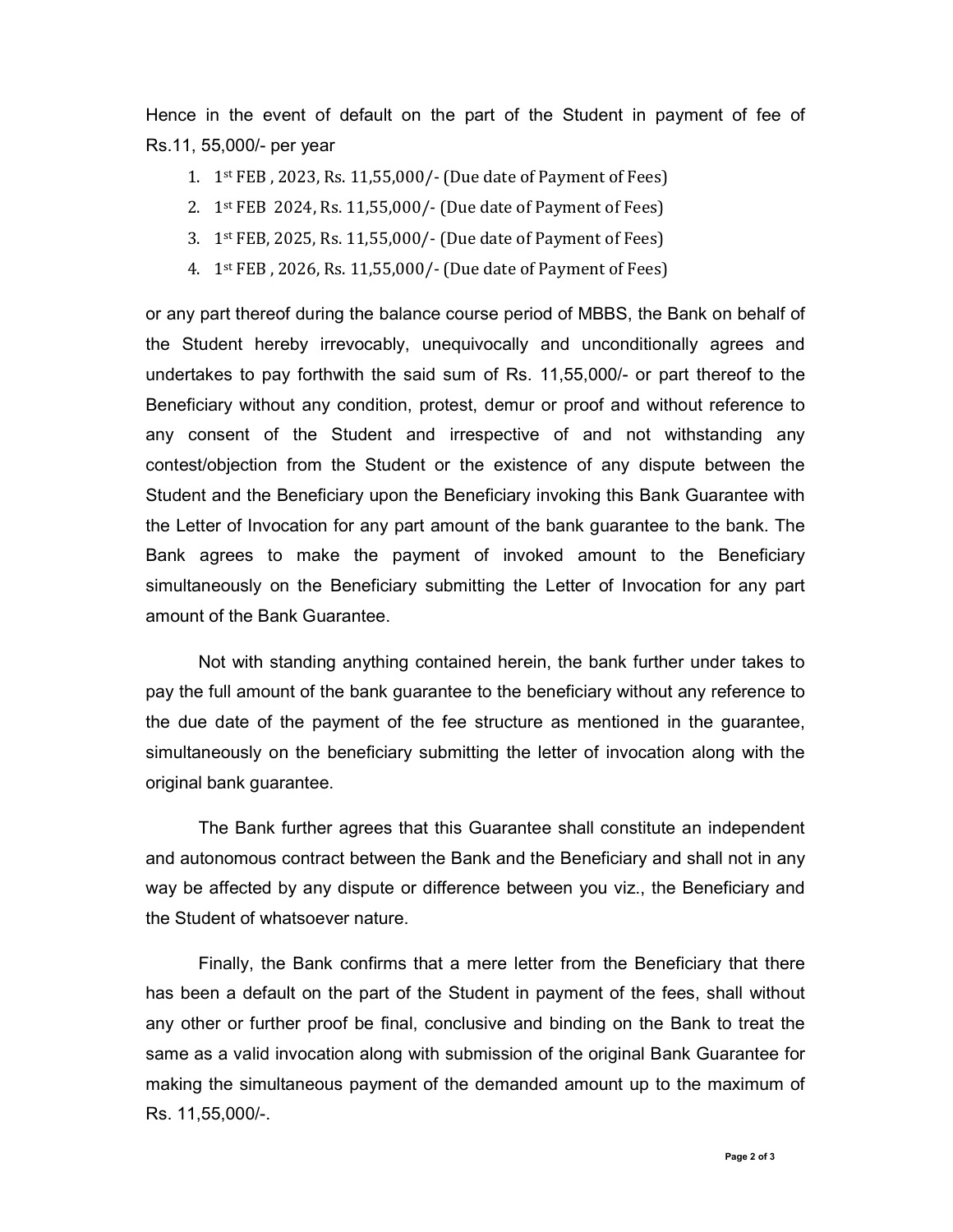Hence in the event of default on the part of the Student in payment of fee of Rs.11, 55,000/- per year

1. 1st FEB , 2023, Rs. 11,55,000/- (Due date of Payment of Fees)
2. 1st FEB 2024, Rs. 11,55,000/- (Due date of Payment of Fees)
3. 1st FEB, 2025, Rs. 11,55,000/- (Due date of Payment of Fees)
4. 1st FEB , 2026, Rs. 11,55,000/- (Due date of Payment of Fees)

or any part thereof during the balance course period of MBBS, the Bank on behalf of the Student hereby irrevocably, unequivocally and unconditionally agrees and undertakes to pay forthwith the said sum of Rs. 11,55,000/- or part thereof to the Beneficiary without any condition, protest, demur or proof and without reference to any consent of the Student and irrespective of and not withstanding any contest/objection from the Student or the existence of any dispute between the Student and the Beneficiary upon the Beneficiary invoking this Bank Guarantee with the Letter of Invocation for any part amount of the bank guarantee to the bank. The Bank agrees to make the payment of invoked amount to the Beneficiary simultaneously on the Beneficiary submitting the Letter of Invocation for any part amount of the Bank Guarantee.

Not with standing anything contained herein, the bank further under takes to pay the full amount of the bank guarantee to the beneficiary without any reference to the due date of the payment of the fee structure as mentioned in the guarantee, simultaneously on the beneficiary submitting the letter of invocation along with the original bank guarantee.

The Bank further agrees that this Guarantee shall constitute an independent and autonomous contract between the Bank and the Beneficiary and shall not in any way be affected by any dispute or difference between you viz., the Beneficiary and the Student of whatsoever nature.

Finally, the Bank confirms that a mere letter from the Beneficiary that there has been a default on the part of the Student in payment of the fees, shall without any other or further proof be final, conclusive and binding on the Bank to treat the same as a valid invocation along with submission of the original Bank Guarantee for making the simultaneous payment of the demanded amount up to the maximum of Rs. 11,55,000/-.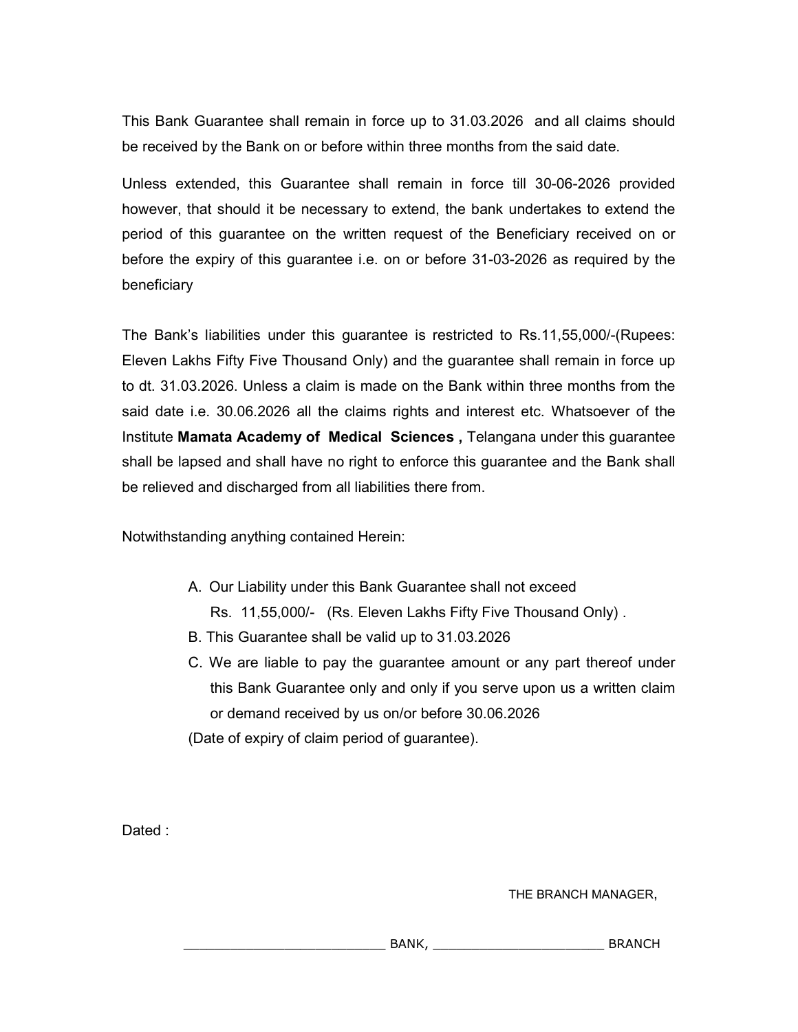This Bank Guarantee shall remain in force up to 31.03.2026 and all claims should be received by the Bank on or before within three months from the said date.

Unless extended, this Guarantee shall remain in force till 30-06-2026 provided however, that should it be necessary to extend, the bank undertakes to extend the period of this guarantee on the written request of the Beneficiary received on or before the expiry of this guarantee i.e. on or before 31-03-2026 as required by the beneficiary

The Bank's liabilities under this guarantee is restricted to Rs.11,55,000/-(Rupees: Eleven Lakhs Fifty Five Thousand Only) and the guarantee shall remain in force up to dt. 31.03.2026. Unless a claim is made on the Bank within three months from the said date i.e. 30.06.2026 all the claims rights and interest etc. Whatsoever of the Institute **Mamata Academy of Medical Sciences ,** Telangana under this guarantee shall be lapsed and shall have no right to enforce this guarantee and the Bank shall be relieved and discharged from all liabilities there from.

Notwithstanding anything contained Herein:

A. Our Liability under this Bank Guarantee shall not exceed Rs. 11,55,000/- (Rs. Eleven Lakhs Fifty Five Thousand Only) .
B. This Guarantee shall be valid up to 31.03.2026
C. We are liable to pay the guarantee amount or any part thereof under this Bank Guarantee only and only if you serve upon us a written claim or demand received by us on/or before 30.06.2026

(Date of expiry of claim period of guarantee).

Dated :

THE BRANCH MANAGER,

____________________________ BANK, _______________________ BRANCH